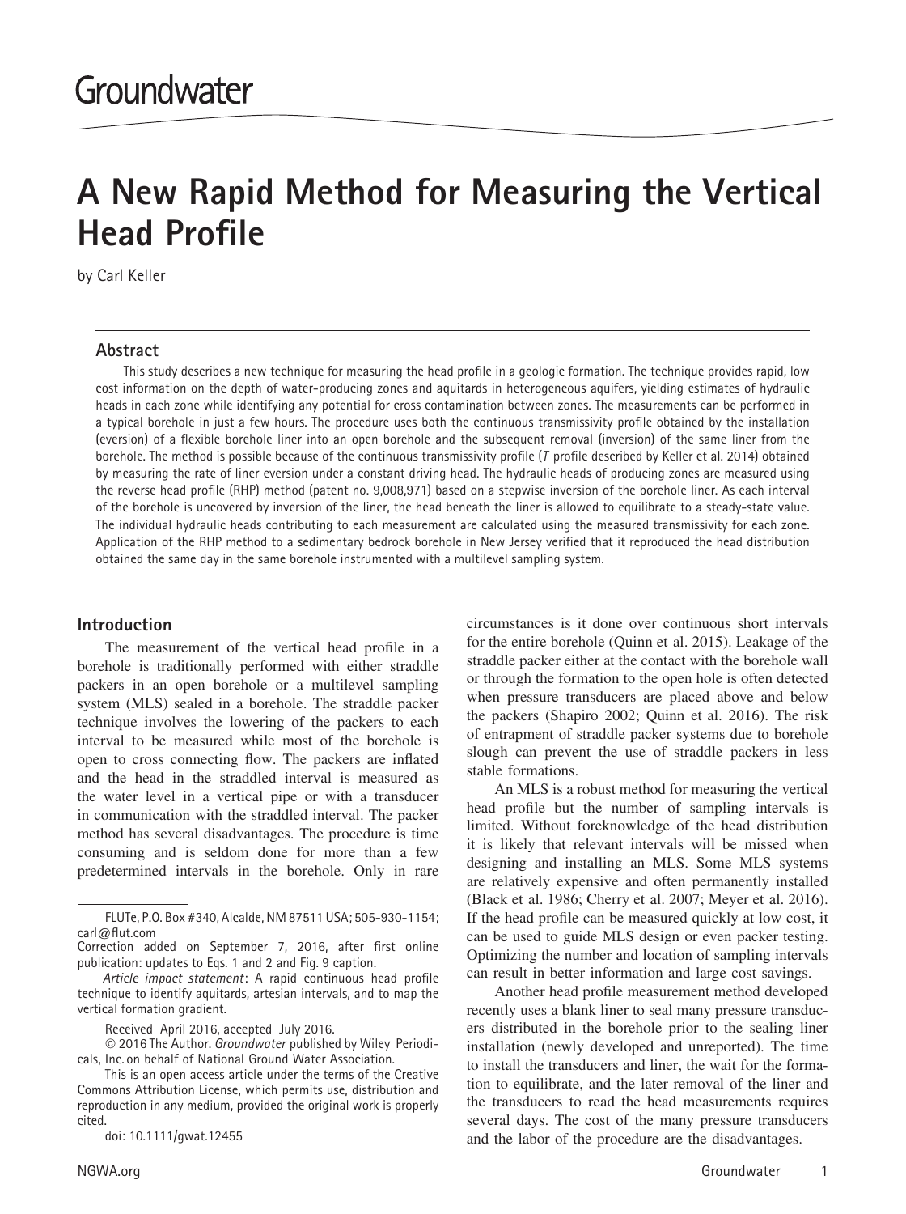Groundwater

# A New Rapid Method for Measuring the Vertical Head Profile

by Carl Keller

## Abstract

This study describes a new technique for measuring the head profile in a geologic formation. The technique provides rapid, low cost information on the depth of water-producing zones and aquitards in heterogeneous aquifers, yielding estimates of hydraulic heads in each zone while identifying any potential for cross contamination between zones. The measurements can be performed in a typical borehole in just a few hours. The procedure uses both the continuous transmissivity profile obtained by the installation (eversion) of a flexible borehole liner into an open borehole and the subsequent removal (inversion) of the same liner from the borehole. The method is possible because of the continuous transmissivity profile (*T* profile described by Keller et al. 2014) obtained by measuring the rate of liner eversion under a constant driving head. The hydraulic heads of producing zones are measured using the reverse head profile (RHP) method (patent no. 9,008,971) based on a stepwise inversion of the borehole liner. As each interval of the borehole is uncovered by inversion of the liner, the head beneath the liner is allowed to equilibrate to a steady-state value. The individual hydraulic heads contributing to each measurement are calculated using the measured transmissivity for each zone. Application of the RHP method to a sedimentary bedrock borehole in New Jersey verified that it reproduced the head distribution obtained the same day in the same borehole instrumented with a multilevel sampling system.

## Introduction

The measurement of the vertical head profile in a borehole is traditionally performed with either straddle packers in an open borehole or a multilevel sampling system (MLS) sealed in a borehole. The straddle packer technique involves the lowering of the packers to each interval to be measured while most of the borehole is open to cross connecting flow. The packers are inflated and the head in the straddled interval is measured as the water level in a vertical pipe or with a transducer in communication with the straddled interval. The packer method has several disadvantages. The procedure is time consuming and is seldom done for more than a few predetermined intervals in the borehole. Only in rare circumstances is it done over continuous short intervals for the entire borehole (Quinn et al. 2015). Leakage of the straddle packer either at the contact with the borehole wall or through the formation to the open hole is often detected when pressure transducers are placed above and below the packers (Shapiro 2002; Quinn et al. 2016). The risk of entrapment of straddle packer systems due to borehole slough can prevent the use of straddle packers in less stable formations.

An MLS is a robust method for measuring the vertical head profile but the number of sampling intervals is limited. Without foreknowledge of the head distribution it is likely that relevant intervals will be missed when designing and installing an MLS. Some MLS systems are relatively expensive and often permanently installed (Black et al. 1986; Cherry et al. 2007; Meyer et al. 2016). If the head profile can be measured quickly at low cost, it can be used to guide MLS design or even packer testing. Optimizing the number and location of sampling intervals can result in better information and large cost savings.

Another head profile measurement method developed recently uses a blank liner to seal many pressure transducers distributed in the borehole prior to the sealing liner installation (newly developed and unreported). The time to install the transducers and liner, the wait for the formation to equilibrate, and the later removal of the liner and the transducers to read the head measurements requires several days. The cost of the many pressure transducers and the labor of the procedure are the disadvantages.

---

FLUTe, P.O. Box #340, Alcalde, NM 87511 USA; 505-930-1154; carl@flut.com

Correction added on September 7, 2016, after first online publication: updates to Eqs. 1 and 2 and Fig. 9 caption.

*Article impact statement*: A rapid continuous head profile technique to identify aquitards, artesian intervals, and to map the vertical formation gradient.

Received April 2016, accepted July 2016.

© 2016 The Author. *Groundwater* published by Wiley Periodicals, Inc. on behalf of National Ground Water Association.

This is an open access article under the terms of the Creative Commons Attribution License, which permits use, distribution and reproduction in any medium, provided the original work is properly cited.

doi: 10.1111/gwat.12455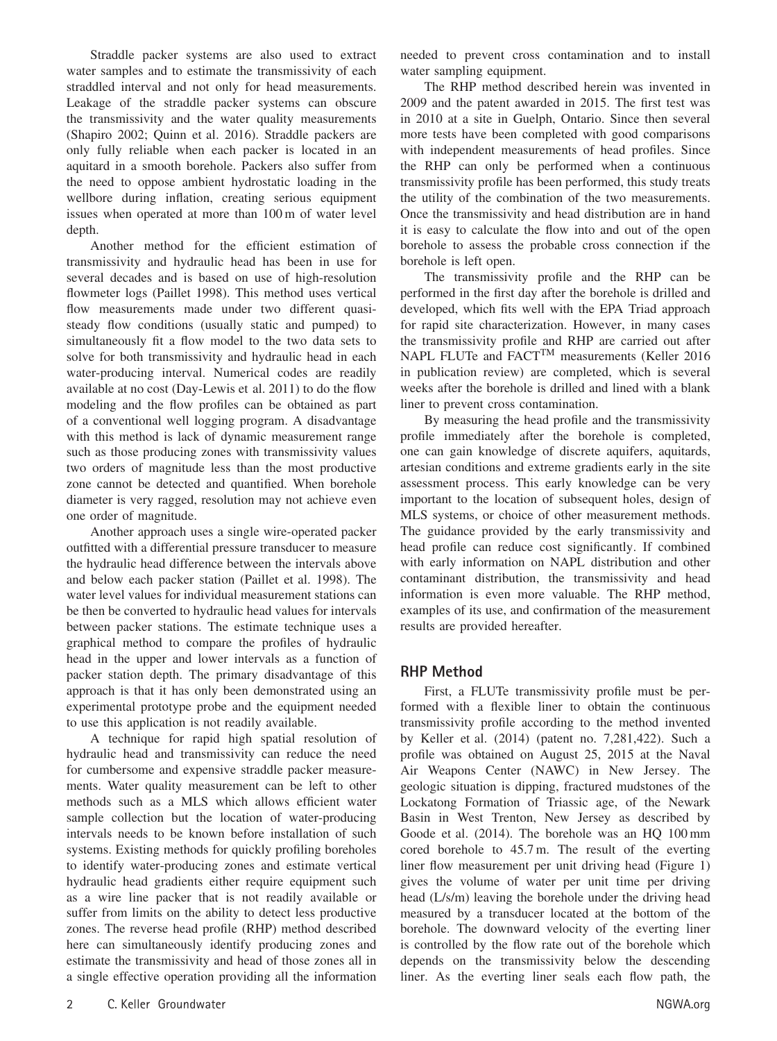Straddle packer systems are also used to extract water samples and to estimate the transmissivity of each straddled interval and not only for head measurements. Leakage of the straddle packer systems can obscure the transmissivity and the water quality measurements (Shapiro 2002; Quinn et al. 2016). Straddle packers are only fully reliable when each packer is located in an aquitard in a smooth borehole. Packers also suffer from the need to oppose ambient hydrostatic loading in the wellbore during inflation, creating serious equipment issues when operated at more than 100 m of water level depth.

Another method for the efficient estimation of transmissivity and hydraulic head has been in use for several decades and is based on use of high-resolution flowmeter logs (Paillet 1998). This method uses vertical flow measurements made under two different quasi-steady flow conditions (usually static and pumped) to simultaneously fit a flow model to the two data sets to solve for both transmissivity and hydraulic head in each water-producing interval. Numerical codes are readily available at no cost (Day-Lewis et al. 2011) to do the flow modeling and the flow profiles can be obtained as part of a conventional well logging program. A disadvantage with this method is lack of dynamic measurement range such as those producing zones with transmissivity values two orders of magnitude less than the most productive zone cannot be detected and quantified. When borehole diameter is very ragged, resolution may not achieve even one order of magnitude.

Another approach uses a single wire-operated packer outfitted with a differential pressure transducer to measure the hydraulic head difference between the intervals above and below each packer station (Paillet et al. 1998). The water level values for individual measurement stations can be then be converted to hydraulic head values for intervals between packer stations. The estimate technique uses a graphical method to compare the profiles of hydraulic head in the upper and lower intervals as a function of packer station depth. The primary disadvantage of this approach is that it has only been demonstrated using an experimental prototype probe and the equipment needed to use this application is not readily available.

A technique for rapid high spatial resolution of hydraulic head and transmissivity can reduce the need for cumbersome and expensive straddle packer measurements. Water quality measurement can be left to other methods such as a MLS which allows efficient water sample collection but the location of water-producing intervals needs to be known before installation of such systems. Existing methods for quickly profiling boreholes to identify water-producing zones and estimate vertical hydraulic head gradients either require equipment such as a wire line packer that is not readily available or suffer from limits on the ability to detect less productive zones. The reverse head profile (RHP) method described here can simultaneously identify producing zones and estimate the transmissivity and head of those zones all in a single effective operation providing all the information needed to prevent cross contamination and to install water sampling equipment.

The RHP method described herein was invented in 2009 and the patent awarded in 2015. The first test was in 2010 at a site in Guelph, Ontario. Since then several more tests have been completed with good comparisons with independent measurements of head profiles. Since the RHP can only be performed when a continuous transmissivity profile has been performed, this study treats the utility of the combination of the two measurements. Once the transmissivity and head distribution are in hand it is easy to calculate the flow into and out of the open borehole to assess the probable cross connection if the borehole is left open.

The transmissivity profile and the RHP can be performed in the first day after the borehole is drilled and developed, which fits well with the EPA Triad approach for rapid site characterization. However, in many cases the transmissivity profile and RHP are carried out after NAPL FLUTe and FACT™ measurements (Keller 2016 in publication review) are completed, which is several weeks after the borehole is drilled and lined with a blank liner to prevent cross contamination.

By measuring the head profile and the transmissivity profile immediately after the borehole is completed, one can gain knowledge of discrete aquifers, aquitards, artesian conditions and extreme gradients early in the site assessment process. This early knowledge can be very important to the location of subsequent holes, design of MLS systems, or choice of other measurement methods. The guidance provided by the early transmissivity and head profile can reduce cost significantly. If combined with early information on NAPL distribution and other contaminant distribution, the transmissivity and head information is even more valuable. The RHP method, examples of its use, and confirmation of the measurement results are provided hereafter.

## RHP Method

First, a FLUTe transmissivity profile must be performed with a flexible liner to obtain the continuous transmissivity profile according to the method invented by Keller et al. (2014) (patent no. 7,281,422). Such a profile was obtained on August 25, 2015 at the Naval Air Weapons Center (NAWC) in New Jersey. The geologic situation is dipping, fractured mudstones of the Lockatong Formation of Triassic age, of the Newark Basin in West Trenton, New Jersey as described by Goode et al. (2014). The borehole was an HQ 100 mm cored borehole to 45.7 m. The result of the everting liner flow measurement per unit driving head (Figure 1) gives the volume of water per unit time per driving head (L/s/m) leaving the borehole under the driving head measured by a transducer located at the bottom of the borehole. The downward velocity of the everting liner is controlled by the flow rate out of the borehole which depends on the transmissivity below the descending liner. As the everting liner seals each flow path, the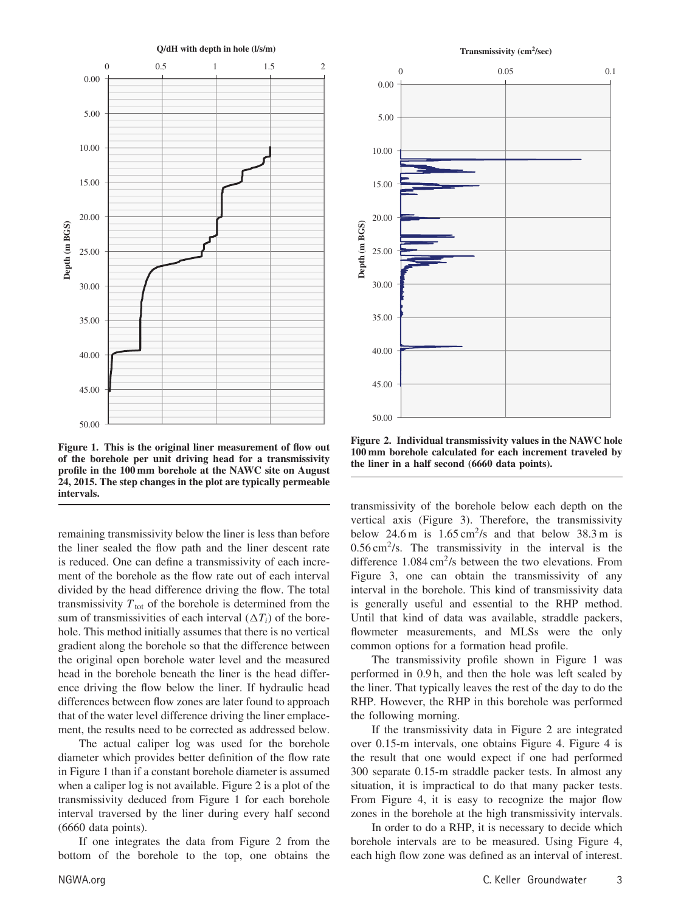Figure 1. This is the original liner measurement of flow out of the borehole per unit driving head for a transmissivity profile in the 100 mm borehole at the NAWC site on August 24, 2015. The step changes in the plot are typically permeable intervals.

Figure 2. Individual transmissivity values in the NAWC hole 100 mm borehole calculated for each increment traveled by the liner in a half second (6660 data points).

remaining transmissivity below the liner is less than before the liner sealed the flow path and the liner descent rate is reduced. One can define a transmissivity of each increment of the borehole as the flow rate out of each interval divided by the head difference driving the flow. The total transmissivity $T_{tot}$ of the borehole is determined from the sum of transmissivities of each interval ($\Delta T_i$) of the borehole. This method initially assumes that there is no vertical gradient along the borehole so that the difference between the original open borehole water level and the measured head in the borehole beneath the liner is the head difference driving the flow below the liner. If hydraulic head differences between flow zones are later found to approach that of the water level difference driving the liner emplacement, the results need to be corrected as addressed below.

The actual caliper log was used for the borehole diameter which provides better definition of the flow rate in Figure 1 than if a constant borehole diameter is assumed when a caliper log is not available. Figure 2 is a plot of the transmissivity deduced from Figure 1 for each borehole interval traversed by the liner during every half second (6660 data points).

If one integrates the data from Figure 2 from the bottom of the borehole to the top, one obtains the transmissivity of the borehole below each depth on the vertical axis (Figure 3). Therefore, the transmissivity below 24.6 m is 1.65 $cm^2$/s and that below 38.3 m is 0.56 $cm^2$/s. The transmissivity in the interval is the difference 1.084 $cm^2$/s between the two elevations. From Figure 3, one can obtain the transmissivity of any interval in the borehole. This kind of transmissivity data is generally useful and essential to the RHP method. Until that kind of data was available, straddle packers, flowmeter measurements, and MLSs were the only common options for a formation head profile.

The transmissivity profile shown in Figure 1 was performed in 0.9 h, and then the hole was left sealed by the liner. That typically leaves the rest of the day to do the RHP. However, the RHP in this borehole was performed the following morning.

If the transmissivity data in Figure 2 are integrated over 0.15-m intervals, one obtains Figure 4. Figure 4 is the result that one would expect if one had performed 300 separate 0.15-m straddle packer tests. In almost any situation, it is impractical to do that many packer tests. From Figure 4, it is easy to recognize the major flow zones in the borehole at the high transmissivity intervals.

In order to do a RHP, it is necessary to decide which borehole intervals are to be measured. Using Figure 4, each high flow zone was defined as an interval of interest.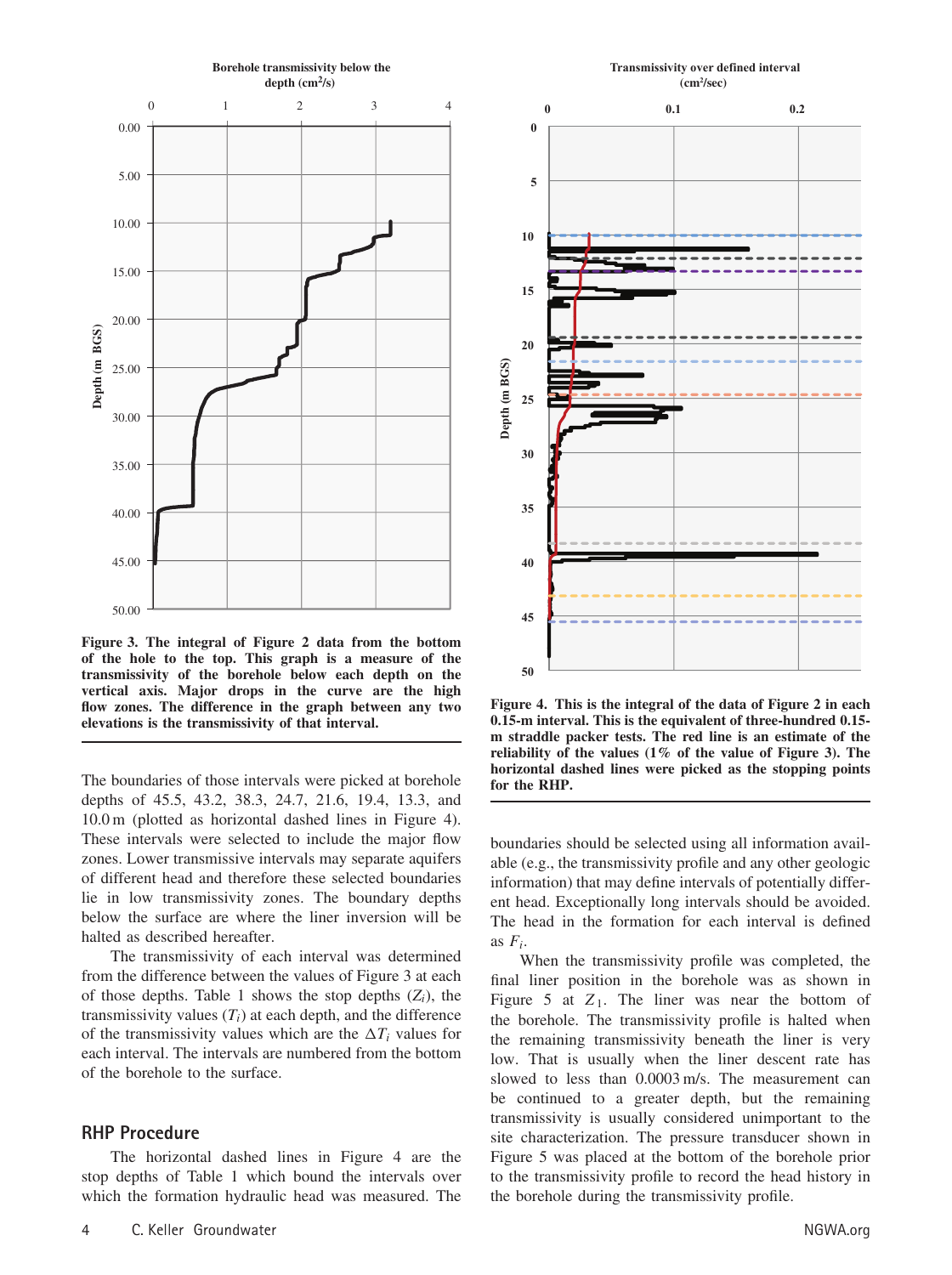**Figure 3. The integral of Figure 2 data from the bottom of the hole to the top. This graph is a measure of the transmissivity of the borehole below each depth on the vertical axis. Major drops in the curve are the high flow zones. The difference in the graph between any two elevations is the transmissivity of that interval.**

**Figure 4. This is the integral of the data of Figure 2 in each 0.15-m interval. This is the equivalent of three-hundred 0.15-m straddle packer tests. The red line is an estimate of the reliability of the values (1% of the value of Figure 3). The horizontal dashed lines were picked as the stopping points for the RHP.**

The boundaries of those intervals were picked at borehole depths of 45.5, 43.2, 38.3, 24.7, 21.6, 19.4, 13.3, and 10.0 m (plotted as horizontal dashed lines in Figure 4). These intervals were selected to include the major flow zones. Lower transmissive intervals may separate aquifers of different head and therefore these selected boundaries lie in low transmissivity zones. The boundary depths below the surface are where the liner inversion will be halted as described hereafter.

The transmissivity of each interval was determined from the difference between the values of Figure 3 at each of those depths. Table 1 shows the stop depths ($Z_i$), the transmissivity values ($T_i$) at each depth, and the difference of the transmissivity values which are the $\Delta T_i$ values for each interval. The intervals are numbered from the bottom of the borehole to the surface.

## RHP Procedure

The horizontal dashed lines in Figure 4 are the stop depths of Table 1 which bound the intervals over which the formation hydraulic head was measured. The boundaries should be selected using all information available (e.g., the transmissivity profile and any other geologic information) that may define intervals of potentially different head. Exceptionally long intervals should be avoided. The head in the formation for each interval is defined as $F_i$.

When the transmissivity profile was completed, the final liner position in the borehole was as shown in Figure 5 at $Z_1$. The liner was near the bottom of the borehole. The transmissivity profile is halted when the remaining transmissivity beneath the liner is very low. That is usually when the liner descent rate has slowed to less than 0.0003 m/s. The measurement can be continued to a greater depth, but the remaining transmissivity is usually considered unimportant to the site characterization. The pressure transducer shown in Figure 5 was placed at the bottom of the borehole prior to the transmissivity profile to record the head history in the borehole during the transmissivity profile.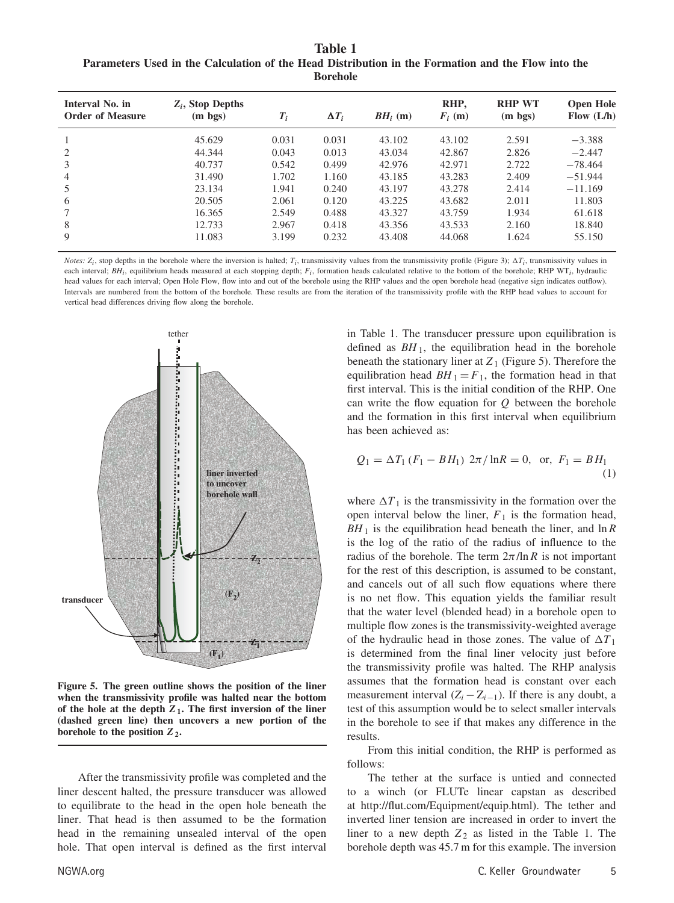**Table 1**
**Parameters Used in the Calculation of the Head Distribution in the Formation and the Flow into the Borehole**

| Interval No. in Order of Measure | $Z_i$, Stop Depths (m bgs) | $T_i$ | $\Delta T_i$ | $BH_i$ (m) | RHP, $F_i$ (m) | RHP WT (m bgs) | Open Hole Flow (L/h) |
|---|---|---|---|---|---|---|---|
| 1 | 45.629 | 0.031 | 0.031 | 43.102 | 43.102 | 2.591 | −3.388 |
| 2 | 44.344 | 0.043 | 0.013 | 43.034 | 42.867 | 2.826 | −2.447 |
| 3 | 40.737 | 0.542 | 0.499 | 42.976 | 42.971 | 2.722 | −78.464 |
| 4 | 31.490 | 1.702 | 1.160 | 43.185 | 43.283 | 2.409 | −51.944 |
| 5 | 23.134 | 1.941 | 0.240 | 43.197 | 43.278 | 2.414 | −11.169 |
| 6 | 20.505 | 2.061 | 0.120 | 43.225 | 43.682 | 2.011 | 11.803 |
| 7 | 16.365 | 2.549 | 0.488 | 43.327 | 43.759 | 1.934 | 61.618 |
| 8 | 12.733 | 2.967 | 0.418 | 43.356 | 43.533 | 2.160 | 18.840 |
| 9 | 11.083 | 3.199 | 0.232 | 43.408 | 44.068 | 1.624 | 55.150 |

*Notes:* $Z_i$, stop depths in the borehole where the inversion is halted; $T_i$, transmissivity values from the transmissivity profile (Figure 3); $\Delta T_i$, transmissivity values in each interval; $BH_i$, equilibrium heads measured at each stopping depth; $F_i$, formation heads calculated relative to the bottom of the borehole; RHP $\text{WT}_i$, hydraulic head values for each interval; Open Hole Flow, flow into and out of the borehole using the RHP values and the open borehole head (negative sign indicates outflow). Intervals are numbered from the bottom of the borehole. These results are from the iteration of the transmissivity profile with the RHP head values to account for vertical head differences driving flow along the borehole.

**Figure 5. The green outline shows the position of the liner when the transmissivity profile was halted near the bottom of the hole at the depth $Z_1$. The first inversion of the liner (dashed green line) then uncovers a new portion of the borehole to the position $Z_2$.**

After the transmissivity profile was completed and the liner descent halted, the pressure transducer was allowed to equilibrate to the head in the open hole beneath the liner. That head is then assumed to be the formation head in the remaining unsealed interval of the open hole. That open interval is defined as the first interval in Table 1. The transducer pressure upon equilibration is defined as $BH_1$, the equilibration head in the borehole beneath the stationary liner at $Z_1$ (Figure 5). Therefore the equilibration head $BH_1 = F_1$, the formation head in that first interval. This is the initial condition of the RHP. One can write the flow equation for $Q$ between the borehole and the formation in this first interval when equilibrium has been achieved as:

$$Q_1 = \Delta T_1 \, (F_1 - BH_1) \; 2\pi / \ln R = 0, \;\; \text{or,} \;\; F_1 = BH_1 \tag{1}$$

where $\Delta T_1$ is the transmissivity in the formation over the open interval below the liner, $F_1$ is the formation head, $BH_1$ is the equilibration head beneath the liner, and $\ln R$ is the log of the ratio of the radius of influence to the radius of the borehole. The term $2\pi/\ln R$ is not important for the rest of this description, is assumed to be constant, and cancels out of all such flow equations where there is no net flow. This equation yields the familiar result that the water level (blended head) in a borehole open to multiple flow zones is the transmissivity-weighted average of the hydraulic head in those zones. The value of $\Delta T_1$ is determined from the final liner velocity just before the transmissivity profile was halted. The RHP analysis assumes that the formation head is constant over each measurement interval ($Z_i - Z_{i-1}$). If there is any doubt, a test of this assumption would be to select smaller intervals in the borehole to see if that makes any difference in the results.

From this initial condition, the RHP is performed as follows:

The tether at the surface is untied and connected to a winch (or FLUTe linear capstan as described at http://flut.com/Equipment/equip.html). The tether and inverted liner tension are increased in order to invert the liner to a new depth $Z_2$ as listed in the Table 1. The borehole depth was 45.7 m for this example. The inversion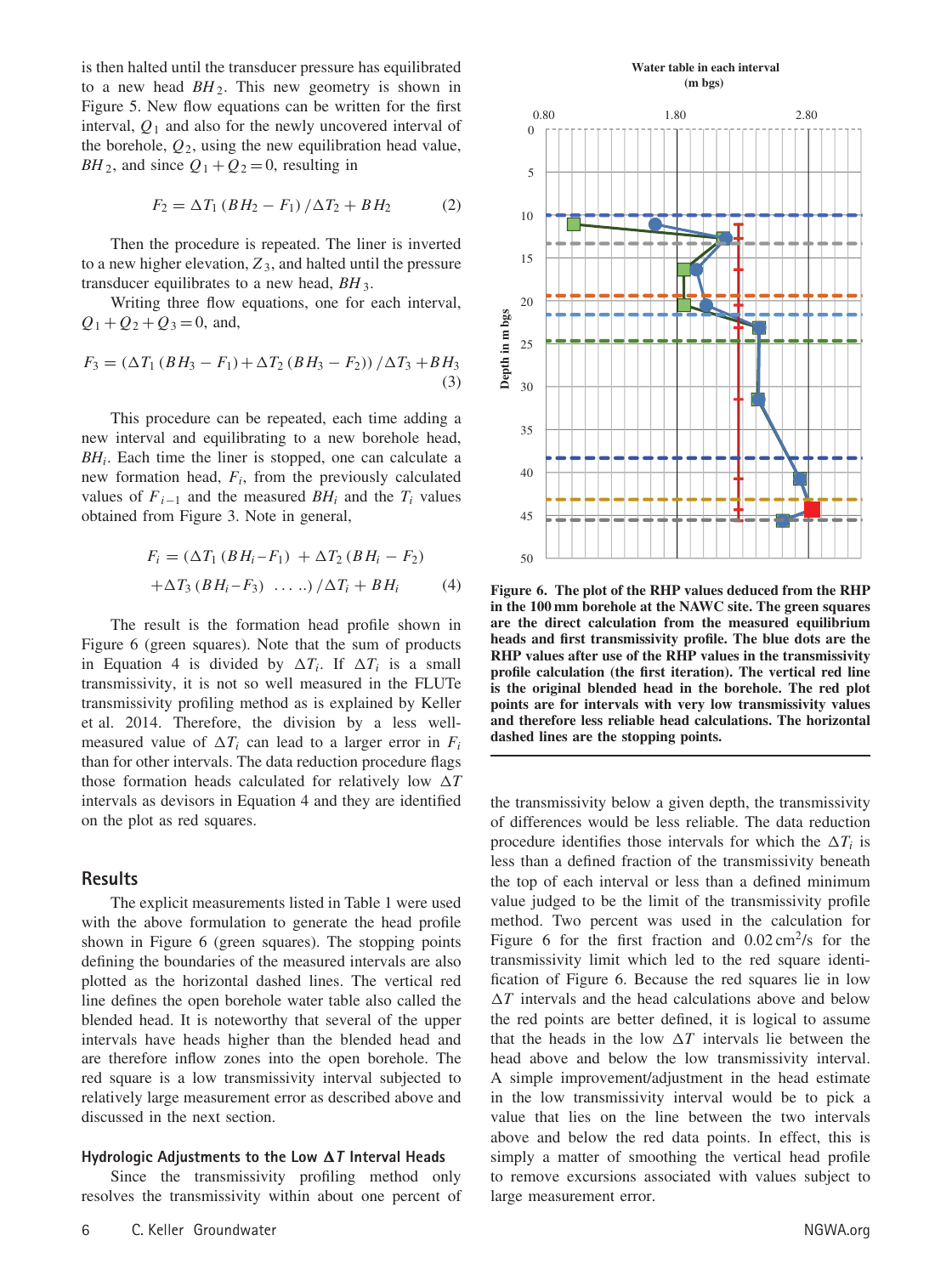is then halted until the transducer pressure has equilibrated to a new head $BH_2$. This new geometry is shown in Figure 5. New flow equations can be written for the first interval, $Q_1$ and also for the newly uncovered interval of the borehole, $Q_2$, using the new equilibration head value, $BH_2$, and since $Q_1 + Q_2 = 0$, resulting in

$$F_2 = \Delta T_1 (BH_2 - F_1) / \Delta T_2 + BH_2 \quad (2)$$

Then the procedure is repeated. The liner is inverted to a new higher elevation, $Z_3$, and halted until the pressure transducer equilibrates to a new head, $BH_3$.

Writing three flow equations, one for each interval, $Q_1 + Q_2 + Q_3 = 0$, and,

$$F_3 = (\Delta T_1 (BH_3 - F_1) + \Delta T_2 (BH_3 - F_2)) / \Delta T_3 + BH_3 \quad (3)$$

This procedure can be repeated, each time adding a new interval and equilibrating to a new borehole head, $BH_i$. Each time the liner is stopped, one can calculate a new formation head, $F_i$, from the previously calculated values of $F_{i-1}$ and the measured $BH_i$ and the $T_i$ values obtained from Figure 3. Note in general,

$$F_i = (\Delta T_1 (BH_i - F_1) + \Delta T_2 (BH_i - F_2) + \Delta T_3 (BH_i - F_3) \ \ldots\ldots) / \Delta T_i + BH_i \quad (4)$$

The result is the formation head profile shown in Figure 6 (green squares). Note that the sum of products in Equation 4 is divided by $\Delta T_i$. If $\Delta T_i$ is a small transmissivity, it is not so well measured in the FLUTe transmissivity profiling method as is explained by Keller et al. 2014. Therefore, the division by a less well-measured value of $\Delta T_i$ can lead to a larger error in $F_i$ than for other intervals. The data reduction procedure flags those formation heads calculated for relatively low $\Delta T$ intervals as devisors in Equation 4 and they are identified on the plot as red squares.

## Results

The explicit measurements listed in Table 1 were used with the above formulation to generate the head profile shown in Figure 6 (green squares). The stopping points defining the boundaries of the measured intervals are also plotted as the horizontal dashed lines. The vertical red line defines the open borehole water table also called the blended head. It is noteworthy that several of the upper intervals have heads higher than the blended head and are therefore inflow zones into the open borehole. The red square is a low transmissivity interval subjected to relatively large measurement error as described above and discussed in the next section.

### Hydrologic Adjustments to the Low $\Delta T$ Interval Heads

Since the transmissivity profiling method only resolves the transmissivity within about one percent of the transmissivity below a given depth, the transmissivity of differences would be less reliable. The data reduction procedure identifies those intervals for which the $\Delta T_i$ is less than a defined fraction of the transmissivity beneath the top of each interval or less than a defined minimum value judged to be the limit of the transmissivity profile method. Two percent was used in the calculation for Figure 6 for the first fraction and $0.02\,cm^2/s$ for the transmissivity limit which led to the red square identification of Figure 6. Because the red squares lie in low $\Delta T$ intervals and the head calculations above and below the red points are better defined, it is logical to assume that the heads in the low $\Delta T$ intervals lie between the head above and below the low transmissivity interval. A simple improvement/adjustment in the head estimate in the low transmissivity interval would be to pick a value that lies on the line between the two intervals above and below the red data points. In effect, this is simply a matter of smoothing the vertical head profile to remove excursions associated with values subject to large measurement error.

**Figure 6. The plot of the RHP values deduced from the RHP in the 100 mm borehole at the NAWC site. The green squares are the direct calculation from the measured equilibrium heads and first transmissivity profile. The blue dots are the RHP values after use of the RHP values in the transmissivity profile calculation (the first iteration). The vertical red line is the original blended head in the borehole. The red plot points are for intervals with very low transmissivity values and therefore less reliable head calculations. The horizontal dashed lines are the stopping points.**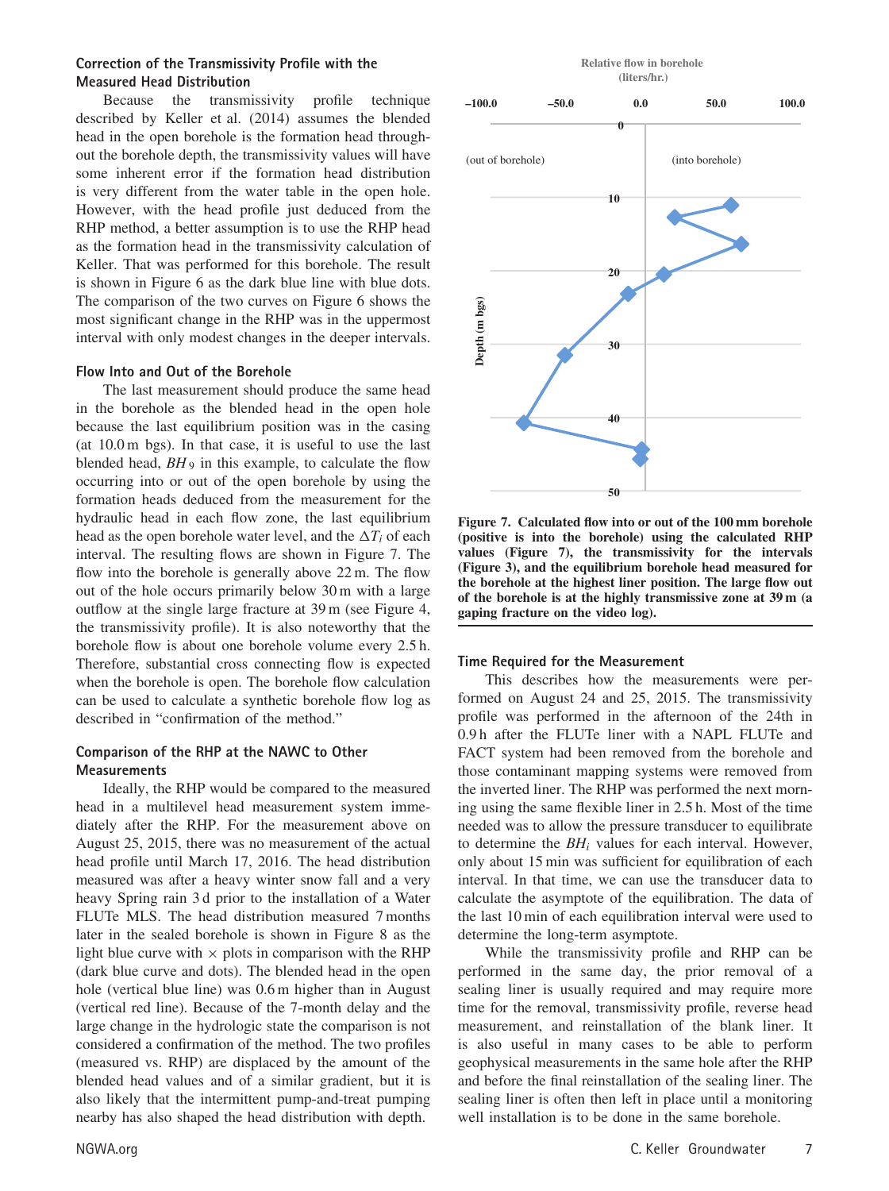### Correction of the Transmissivity Profile with the Measured Head Distribution

Because the transmissivity profile technique described by Keller et al. (2014) assumes the blended head in the open borehole is the formation head throughout the borehole depth, the transmissivity values will have some inherent error if the formation head distribution is very different from the water table in the open hole. However, with the head profile just deduced from the RHP method, a better assumption is to use the RHP head as the formation head in the transmissivity calculation of Keller. That was performed for this borehole. The result is shown in Figure 6 as the dark blue line with blue dots. The comparison of the two curves on Figure 6 shows the most significant change in the RHP was in the uppermost interval with only modest changes in the deeper intervals.

### Flow Into and Out of the Borehole

The last measurement should produce the same head in the borehole as the blended head in the open hole because the last equilibrium position was in the casing (at 10.0 m bgs). In that case, it is useful to use the last blended head, $BH_9$ in this example, to calculate the flow occurring into or out of the open borehole by using the formation heads deduced from the measurement for the hydraulic head in each flow zone, the last equilibrium head as the open borehole water level, and the $\Delta T_i$ of each interval. The resulting flows are shown in Figure 7. The flow into the borehole is generally above 22 m. The flow out of the hole occurs primarily below 30 m with a large outflow at the single large fracture at 39 m (see Figure 4, the transmissivity profile). It is also noteworthy that the borehole flow is about one borehole volume every 2.5 h. Therefore, substantial cross connecting flow is expected when the borehole is open. The borehole flow calculation can be used to calculate a synthetic borehole flow log as described in "confirmation of the method."

### Comparison of the RHP at the NAWC to Other Measurements

Ideally, the RHP would be compared to the measured head in a multilevel head measurement system immediately after the RHP. For the measurement above on August 25, 2015, there was no measurement of the actual head profile until March 17, 2016. The head distribution measured was after a heavy winter snow fall and a very heavy Spring rain 3 d prior to the installation of a Water FLUTe MLS. The head distribution measured 7 months later in the sealed borehole is shown in Figure 8 as the light blue curve with × plots in comparison with the RHP (dark blue curve and dots). The blended head in the open hole (vertical blue line) was 0.6 m higher than in August (vertical red line). Because of the 7-month delay and the large change in the hydrologic state the comparison is not considered a confirmation of the method. The two profiles (measured vs. RHP) are displaced by the amount of the blended head values and of a similar gradient, but it is also likely that the intermittent pump-and-treat pumping nearby has also shaped the head distribution with depth.

**Figure 7. Calculated flow into or out of the 100 mm borehole (positive is into the borehole) using the calculated RHP values (Figure 7), the transmissivity for the intervals (Figure 3), and the equilibrium borehole head measured for the borehole at the highest liner position. The large flow out of the borehole is at the highly transmissive zone at 39 m (a gaping fracture on the video log).**

### Time Required for the Measurement

This describes how the measurements were performed on August 24 and 25, 2015. The transmissivity profile was performed in the afternoon of the 24th in 0.9 h after the FLUTe liner with a NAPL FLUTe and FACT system had been removed from the borehole and those contaminant mapping systems were removed from the inverted liner. The RHP was performed the next morning using the same flexible liner in 2.5 h. Most of the time needed was to allow the pressure transducer to equilibrate to determine the $BH_i$ values for each interval. However, only about 15 min was sufficient for equilibration of each interval. In that time, we can use the transducer data to calculate the asymptote of the equilibration. The data of the last 10 min of each equilibration interval were used to determine the long-term asymptote.

While the transmissivity profile and RHP can be performed in the same day, the prior removal of a sealing liner is usually required and may require more time for the removal, transmissivity profile, reverse head measurement, and reinstallation of the blank liner. It is also useful in many cases to be able to perform geophysical measurements in the same hole after the RHP and before the final reinstallation of the sealing liner. The sealing liner is often then left in place until a monitoring well installation is to be done in the same borehole.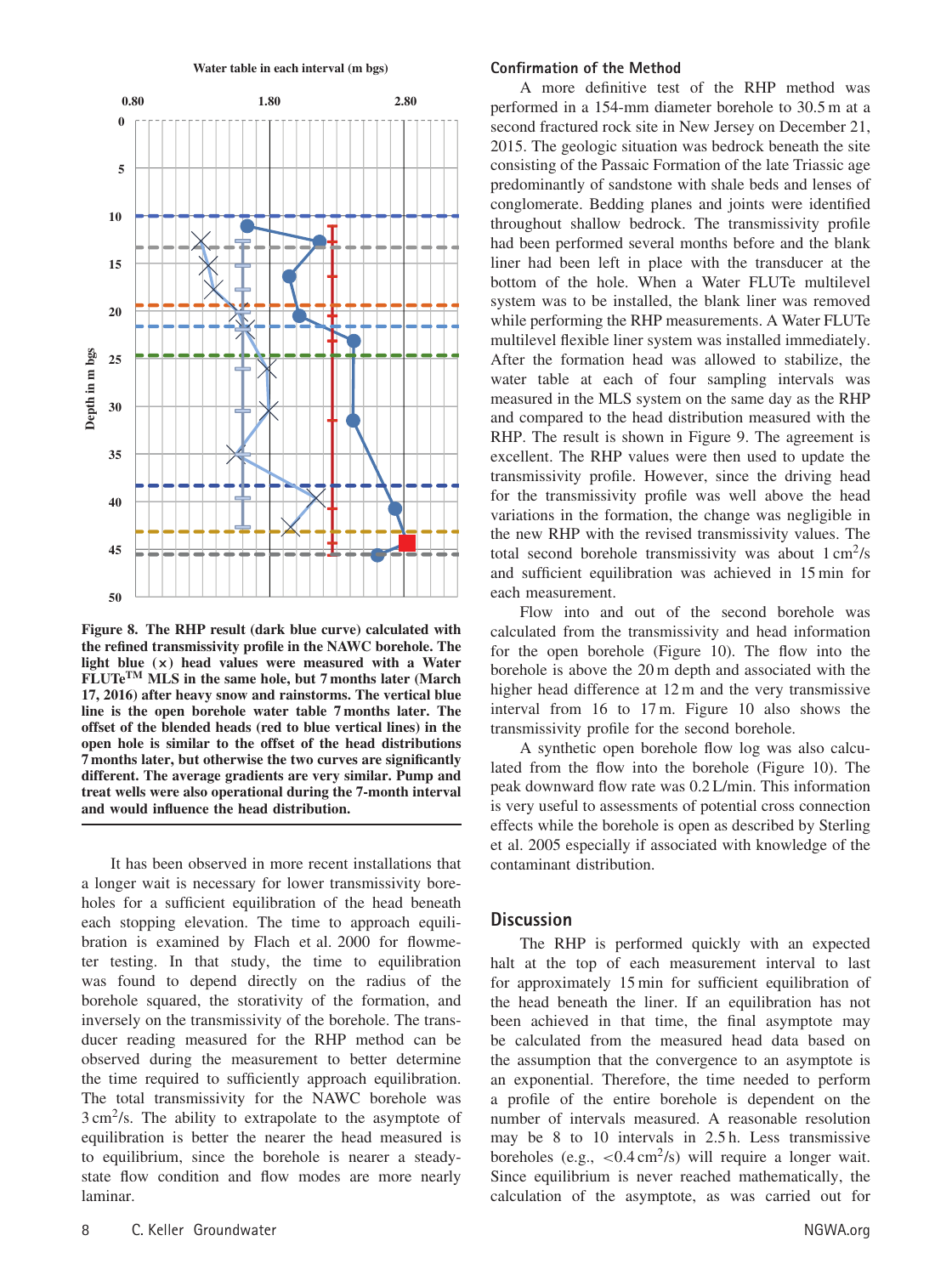**Figure 8. The RHP result (dark blue curve) calculated with the refined transmissivity profile in the NAWC borehole. The light blue (×) head values were measured with a Water FLUTe™ MLS in the same hole, but 7 months later (March 17, 2016) after heavy snow and rainstorms. The vertical blue line is the open borehole water table 7 months later. The offset of the blended heads (red to blue vertical lines) in the open hole is similar to the offset of the head distributions 7 months later, but otherwise the two curves are significantly different. The average gradients are very similar. Pump and treat wells were also operational during the 7-month interval and would influence the head distribution.**

It has been observed in more recent installations that a longer wait is necessary for lower transmissivity boreholes for a sufficient equilibration of the head beneath each stopping elevation. The time to approach equilibration is examined by Flach et al. 2000 for flowmeter testing. In that study, the time to equilibration was found to depend directly on the radius of the borehole squared, the storativity of the formation, and inversely on the transmissivity of the borehole. The transducer reading measured for the RHP method can be observed during the measurement to better determine the time required to sufficiently approach equilibration. The total transmissivity for the NAWC borehole was 3 $cm^2$/s. The ability to extrapolate to the asymptote of equilibration is better the nearer the head measured is to equilibrium, since the borehole is nearer a steady-state flow condition and flow modes are more nearly laminar.

## Confirmation of the Method

A more definitive test of the RHP method was performed in a 154-mm diameter borehole to 30.5 m at a second fractured rock site in New Jersey on December 21, 2015. The geologic situation was bedrock beneath the site consisting of the Passaic Formation of the late Triassic age predominantly of sandstone with shale beds and lenses of conglomerate. Bedding planes and joints were identified throughout shallow bedrock. The transmissivity profile had been performed several months before and the blank liner had been left in place with the transducer at the bottom of the hole. When a Water FLUTe multilevel system was to be installed, the blank liner was removed while performing the RHP measurements. A Water FLUTe multilevel flexible liner system was installed immediately. After the formation head was allowed to stabilize, the water table at each of four sampling intervals was measured in the MLS system on the same day as the RHP and compared to the head distribution measured with the RHP. The result is shown in Figure 9. The agreement is excellent. The RHP values were then used to update the transmissivity profile. However, since the driving head for the transmissivity profile was well above the head variations in the formation, the change was negligible in the new RHP with the revised transmissivity values. The total second borehole transmissivity was about 1 $cm^2$/s and sufficient equilibration was achieved in 15 min for each measurement.

Flow into and out of the second borehole was calculated from the transmissivity and head information for the open borehole (Figure 10). The flow into the borehole is above the 20 m depth and associated with the higher head difference at 12 m and the very transmissive interval from 16 to 17 m. Figure 10 also shows the transmissivity profile for the second borehole.

A synthetic open borehole flow log was also calculated from the flow into the borehole (Figure 10). The peak downward flow rate was 0.2 L/min. This information is very useful to assessments of potential cross connection effects while the borehole is open as described by Sterling et al. 2005 especially if associated with knowledge of the contaminant distribution.

## Discussion

The RHP is performed quickly with an expected halt at the top of each measurement interval to last for approximately 15 min for sufficient equilibration of the head beneath the liner. If an equilibration has not been achieved in that time, the final asymptote may be calculated from the measured head data based on the assumption that the convergence to an asymptote is an exponential. Therefore, the time needed to perform a profile of the entire borehole is dependent on the number of intervals measured. A reasonable resolution may be 8 to 10 intervals in 2.5 h. Less transmissive boreholes (e.g., <0.4 $cm^2$/s) will require a longer wait. Since equilibrium is never reached mathematically, the calculation of the asymptote, as was carried out for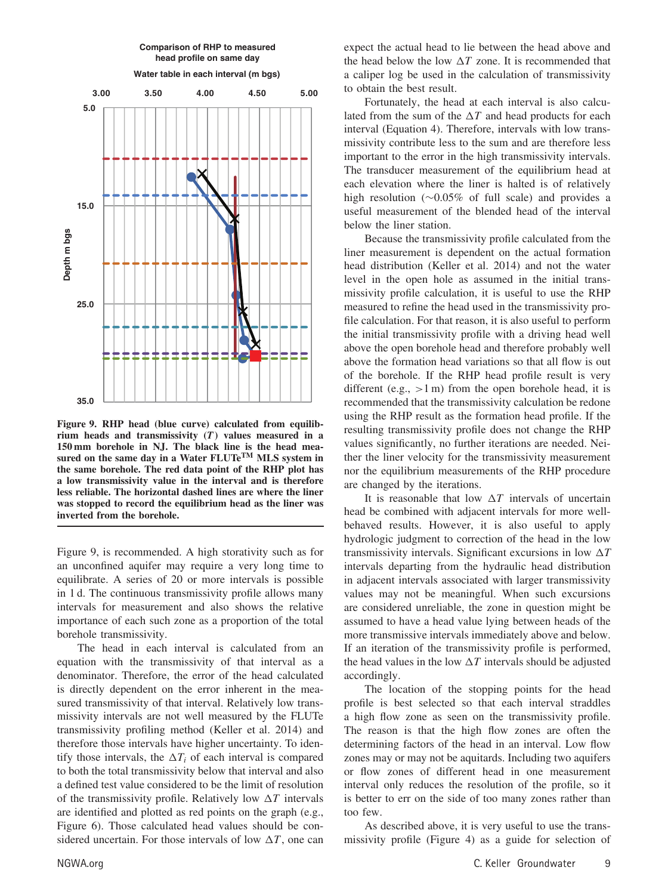Comparison of RHP to measured head profile on same day

Water table in each interval (m bgs)

3.00 3.50 4.00 4.50 5.00

5.0

15.0

25.0

35.0

Depth m bgs

Figure 9. RHP head (blue curve) calculated from equilibrium heads and transmissivity ($T$) values measured in a 150 mm borehole in NJ. The black line is the head measured on the same day in a Water FLUTe™ MLS system in the same borehole. The red data point of the RHP plot has a low transmissivity value in the interval and is therefore less reliable. The horizontal dashed lines are where the liner was stopped to record the equilibrium head as the liner was inverted from the borehole.

Figure 9, is recommended. A high storativity such as for an unconfined aquifer may require a very long time to equilibrate. A series of 20 or more intervals is possible in 1 d. The continuous transmissivity profile allows many intervals for measurement and also shows the relative importance of each such zone as a proportion of the total borehole transmissivity.

The head in each interval is calculated from an equation with the transmissivity of that interval as a denominator. Therefore, the error of the head calculated is directly dependent on the error inherent in the measured transmissivity of that interval. Relatively low transmissivity intervals are not well measured by the FLUTe transmissivity profiling method (Keller et al. 2014) and therefore those intervals have higher uncertainty. To identify those intervals, the $\Delta T_i$ of each interval is compared to both the total transmissivity below that interval and also a defined test value considered to be the limit of resolution of the transmissivity profile. Relatively low $\Delta T$ intervals are identified and plotted as red points on the graph (e.g., Figure 6). Those calculated head values should be considered uncertain. For those intervals of low $\Delta T$, one can expect the actual head to lie between the head above and the head below the low $\Delta T$ zone. It is recommended that a caliper log be used in the calculation of transmissivity to obtain the best result.

Fortunately, the head at each interval is also calculated from the sum of the $\Delta T$ and head products for each interval (Equation 4). Therefore, intervals with low transmissivity contribute less to the sum and are therefore less important to the error in the high transmissivity intervals. The transducer measurement of the equilibrium head at each elevation where the liner is halted is of relatively high resolution (~0.05% of full scale) and provides a useful measurement of the blended head of the interval below the liner station.

Because the transmissivity profile calculated from the liner measurement is dependent on the actual formation head distribution (Keller et al. 2014) and not the water level in the open hole as assumed in the initial transmissivity profile calculation, it is useful to use the RHP measured to refine the head used in the transmissivity profile calculation. For that reason, it is also useful to perform the initial transmissivity profile with a driving head well above the open borehole head and therefore probably well above the formation head variations so that all flow is out of the borehole. If the RHP head profile result is very different (e.g., >1 m) from the open borehole head, it is recommended that the transmissivity calculation be redone using the RHP result as the formation head profile. If the resulting transmissivity profile does not change the RHP values significantly, no further iterations are needed. Neither the liner velocity for the transmissivity measurement nor the equilibrium measurements of the RHP procedure are changed by the iterations.

It is reasonable that low $\Delta T$ intervals of uncertain head be combined with adjacent intervals for more well-behaved results. However, it is also useful to apply hydrologic judgment to correction of the head in the low transmissivity intervals. Significant excursions in low $\Delta T$ intervals departing from the hydraulic head distribution in adjacent intervals associated with larger transmissivity values may not be meaningful. When such excursions are considered unreliable, the zone in question might be assumed to have a head value lying between heads of the more transmissive intervals immediately above and below. If an iteration of the transmissivity profile is performed, the head values in the low $\Delta T$ intervals should be adjusted accordingly.

The location of the stopping points for the head profile is best selected so that each interval straddles a high flow zone as seen on the transmissivity profile. The reason is that the high flow zones are often the determining factors of the head in an interval. Low flow zones may or may not be aquitards. Including two aquifers or flow zones of different head in one measurement interval only reduces the resolution of the profile, so it is better to err on the side of too many zones rather than too few.

As described above, it is very useful to use the transmissivity profile (Figure 4) as a guide for selection of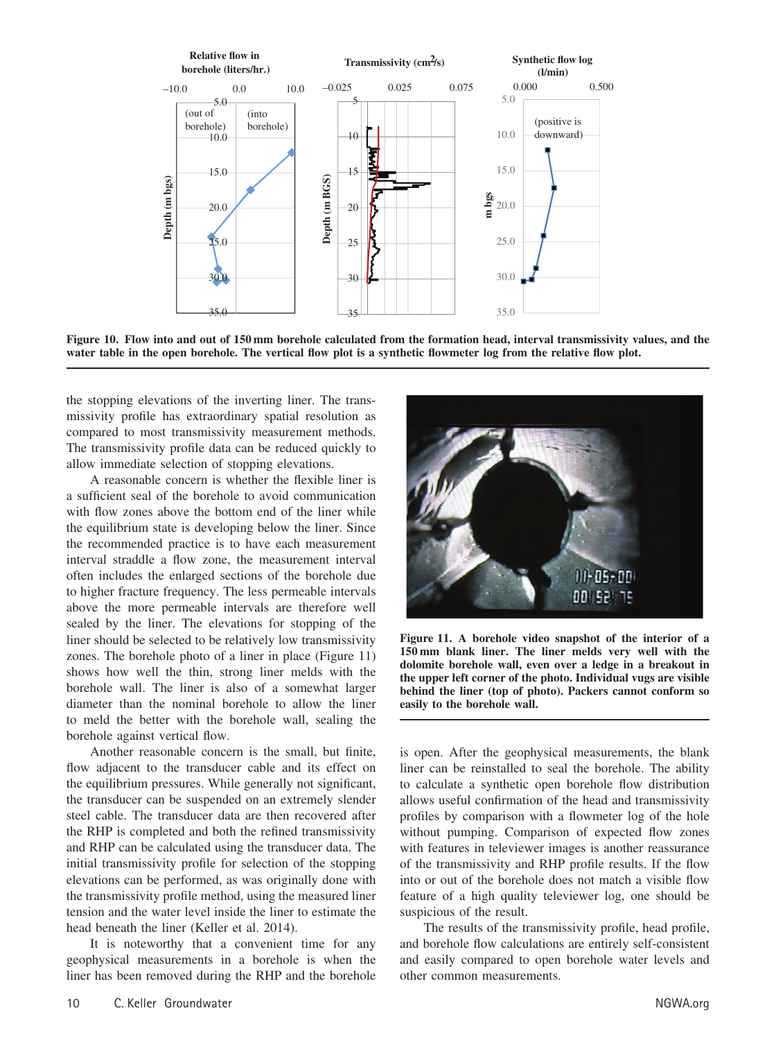Relative flow in borehole (liters/hr.)

−10.0 0.0 10.0

(out of borehole) (into borehole)

Depth (m bgs)

5.0 10.0 15.0 20.0 25.0 30.0 35.0

Transmissivity (cm²/s)

−0.025 0.025 0.075

Depth (m BGS)

5 10 15 20 25 30 35

Synthetic flow log (l/min)

0.000 0.500

(positive is downward)

m bgs

5.0 10.0 15.0 20.0 25.0 30.0 35.0

**Figure 10. Flow into and out of 150 mm borehole calculated from the formation head, interval transmissivity values, and the water table in the open borehole. The vertical flow plot is a synthetic flowmeter log from the relative flow plot.**

the stopping elevations of the inverting liner. The transmissivity profile has extraordinary spatial resolution as compared to most transmissivity measurement methods. The transmissivity profile data can be reduced quickly to allow immediate selection of stopping elevations.

A reasonable concern is whether the flexible liner is a sufficient seal of the borehole to avoid communication with flow zones above the bottom end of the liner while the equilibrium state is developing below the liner. Since the recommended practice is to have each measurement interval straddle a flow zone, the measurement interval often includes the enlarged sections of the borehole due to higher fracture frequency. The less permeable intervals above the more permeable intervals are therefore well sealed by the liner. The elevations for stopping of the liner should be selected to be relatively low transmissivity zones. The borehole photo of a liner in place (Figure 11) shows how well the thin, strong liner melds with the borehole wall. The liner is also of a somewhat larger diameter than the nominal borehole to allow the liner to meld the better with the borehole wall, sealing the borehole against vertical flow.

Another reasonable concern is the small, but finite, flow adjacent to the transducer cable and its effect on the equilibrium pressures. While generally not significant, the transducer can be suspended on an extremely slender steel cable. The transducer data are then recovered after the RHP is completed and both the refined transmissivity and RHP can be calculated using the transducer data. The initial transmissivity profile for selection of the stopping elevations can be performed, as was originally done with the transmissivity profile method, using the measured liner tension and the water level inside the liner to estimate the head beneath the liner (Keller et al. 2014).

It is noteworthy that a convenient time for any geophysical measurements in a borehole is when the liner has been removed during the RHP and the borehole is open. After the geophysical measurements, the blank liner can be reinstalled to seal the borehole. The ability to calculate a synthetic open borehole flow distribution allows useful confirmation of the head and transmissivity profiles by comparison with a flowmeter log of the hole without pumping. Comparison of expected flow zones with features in televiewer images is another reassurance of the transmissivity and RHP profile results. If the flow into or out of the borehole does not match a visible flow feature of a high quality televiewer log, one should be suspicious of the result.

The results of the transmissivity profile, head profile, and borehole flow calculations are entirely self-consistent and easily compared to open borehole water levels and other common measurements.

**Figure 11. A borehole video snapshot of the interior of a 150 mm blank liner. The liner melds very well with the dolomite borehole wall, even over a ledge in a breakout in the upper left corner of the photo. Individual vugs are visible behind the liner (top of photo). Packers cannot conform so easily to the borehole wall.**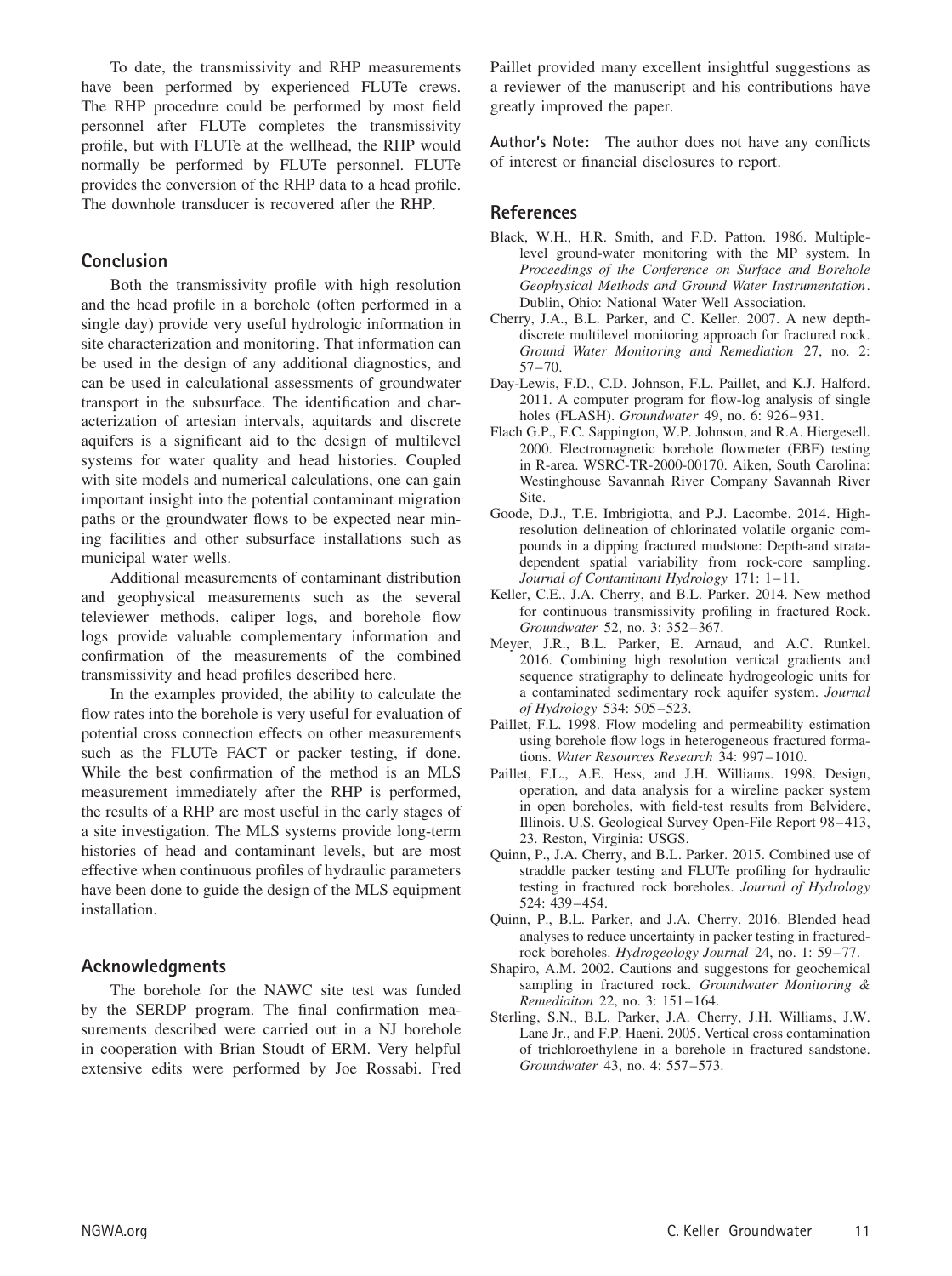To date, the transmissivity and RHP measurements have been performed by experienced FLUTe crews. The RHP procedure could be performed by most field personnel after FLUTe completes the transmissivity profile, but with FLUTe at the wellhead, the RHP would normally be performed by FLUTe personnel. FLUTe provides the conversion of the RHP data to a head profile. The downhole transducer is recovered after the RHP.

## Conclusion

Both the transmissivity profile with high resolution and the head profile in a borehole (often performed in a single day) provide very useful hydrologic information in site characterization and monitoring. That information can be used in the design of any additional diagnostics, and can be used in calculational assessments of groundwater transport in the subsurface. The identification and characterization of artesian intervals, aquitards and discrete aquifers is a significant aid to the design of multilevel systems for water quality and head histories. Coupled with site models and numerical calculations, one can gain important insight into the potential contaminant migration paths or the groundwater flows to be expected near mining facilities and other subsurface installations such as municipal water wells.

Additional measurements of contaminant distribution and geophysical measurements such as the several televiewer methods, caliper logs, and borehole flow logs provide valuable complementary information and confirmation of the measurements of the combined transmissivity and head profiles described here.

In the examples provided, the ability to calculate the flow rates into the borehole is very useful for evaluation of potential cross connection effects on other measurements such as the FLUTe FACT or packer testing, if done. While the best confirmation of the method is an MLS measurement immediately after the RHP is performed, the results of a RHP are most useful in the early stages of a site investigation. The MLS systems provide long-term histories of head and contaminant levels, but are most effective when continuous profiles of hydraulic parameters have been done to guide the design of the MLS equipment installation.

## Acknowledgments

The borehole for the NAWC site test was funded by the SERDP program. The final confirmation measurements described were carried out in a NJ borehole in cooperation with Brian Stoudt of ERM. Very helpful extensive edits were performed by Joe Rossabi. Fred Paillet provided many excellent insightful suggestions as a reviewer of the manuscript and his contributions have greatly improved the paper.

**Author's Note:** The author does not have any conflicts of interest or financial disclosures to report.

## References

Black, W.H., H.R. Smith, and F.D. Patton. 1986. Multiple-level ground-water monitoring with the MP system. In *Proceedings of the Conference on Surface and Borehole Geophysical Methods and Ground Water Instrumentation*. Dublin, Ohio: National Water Well Association.

Cherry, J.A., B.L. Parker, and C. Keller. 2007. A new depth-discrete multilevel monitoring approach for fractured rock. *Ground Water Monitoring and Remediation* 27, no. 2: 57–70.

Day-Lewis, F.D., C.D. Johnson, F.L. Paillet, and K.J. Halford. 2011. A computer program for flow-log analysis of single holes (FLASH). *Groundwater* 49, no. 6: 926–931.

Flach G.P., F.C. Sappington, W.P. Johnson, and R.A. Hiergesell. 2000. Electromagnetic borehole flowmeter (EBF) testing in R-area. WSRC-TR-2000-00170. Aiken, South Carolina: Westinghouse Savannah River Company Savannah River Site.

Goode, D.J., T.E. Imbrigiotta, and P.J. Lacombe. 2014. High-resolution delineation of chlorinated volatile organic compounds in a dipping fractured mudstone: Depth-and strata-dependent spatial variability from rock-core sampling. *Journal of Contaminant Hydrology* 171: 1–11.

Keller, C.E., J.A. Cherry, and B.L. Parker. 2014. New method for continuous transmissivity profiling in fractured Rock. *Groundwater* 52, no. 3: 352–367.

Meyer, J.R., B.L. Parker, E. Arnaud, and A.C. Runkel. 2016. Combining high resolution vertical gradients and sequence stratigraphy to delineate hydrogeologic units for a contaminated sedimentary rock aquifer system. *Journal of Hydrology* 534: 505–523.

Paillet, F.L. 1998. Flow modeling and permeability estimation using borehole flow logs in heterogeneous fractured formations. *Water Resources Research* 34: 997–1010.

Paillet, F.L., A.E. Hess, and J.H. Williams. 1998. Design, operation, and data analysis for a wireline packer system in open boreholes, with field-test results from Belvidere, Illinois. U.S. Geological Survey Open-File Report 98–413, 23. Reston, Virginia: USGS.

Quinn, P., J.A. Cherry, and B.L. Parker. 2015. Combined use of straddle packer testing and FLUTe profiling for hydraulic testing in fractured rock boreholes. *Journal of Hydrology* 524: 439–454.

Quinn, P., B.L. Parker, and J.A. Cherry. 2016. Blended head analyses to reduce uncertainty in packer testing in fractured-rock boreholes. *Hydrogeology Journal* 24, no. 1: 59–77.

Shapiro, A.M. 2002. Cautions and suggestons for geochemical sampling in fractured rock. *Groundwater Monitoring & Remediaiton* 22, no. 3: 151–164.

Sterling, S.N., B.L. Parker, J.A. Cherry, J.H. Williams, J.W. Lane Jr., and F.P. Haeni. 2005. Vertical cross contamination of trichloroethylene in a borehole in fractured sandstone. *Groundwater* 43, no. 4: 557–573.